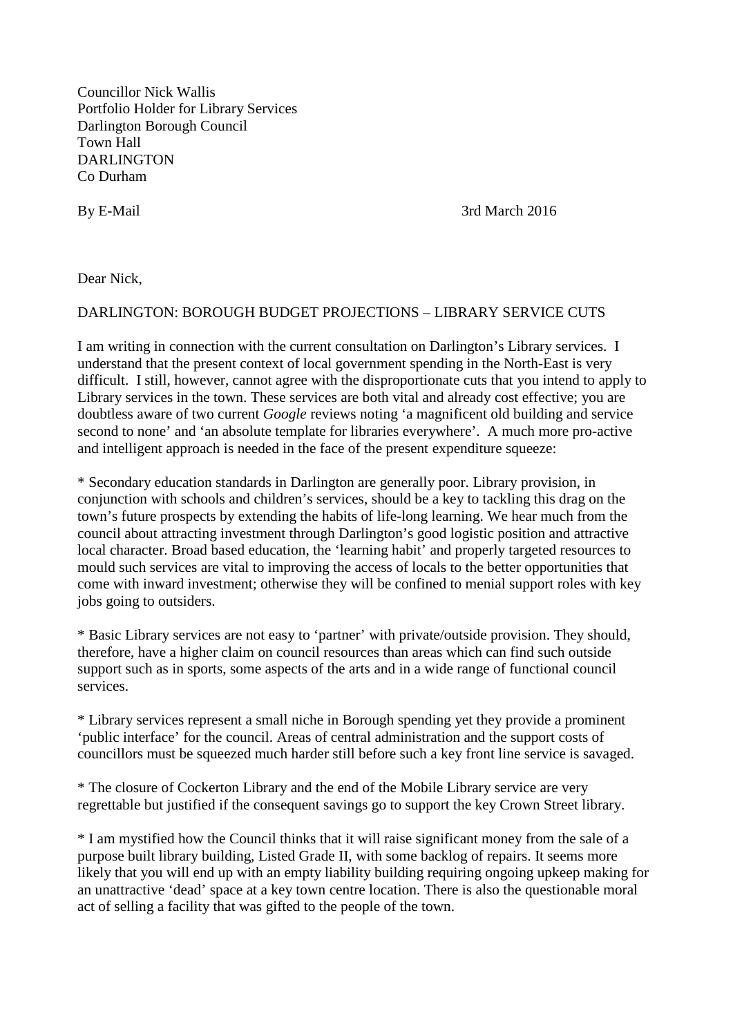Councillor Nick Wallis
Portfolio Holder for Library Services
Darlington Borough Council
Town Hall
DARLINGTON
Co Durham

By E-Mail 3rd March 2016

Dear Nick,

DARLINGTON: BOROUGH BUDGET PROJECTIONS – LIBRARY SERVICE CUTS

I am writing in connection with the current consultation on Darlington's Library services. I understand that the present context of local government spending in the North-East is very difficult. I still, however, cannot agree with the disproportionate cuts that you intend to apply to Library services in the town. These services are both vital and already cost effective; you are doubtless aware of two current *Google* reviews noting 'a magnificent old building and service second to none' and 'an absolute template for libraries everywhere'. A much more pro-active and intelligent approach is needed in the face of the present expenditure squeeze:

* Secondary education standards in Darlington are generally poor. Library provision, in conjunction with schools and children's services, should be a key to tackling this drag on the town's future prospects by extending the habits of life-long learning. We hear much from the council about attracting investment through Darlington's good logistic position and attractive local character. Broad based education, the 'learning habit' and properly targeted resources to mould such services are vital to improving the access of locals to the better opportunities that come with inward investment; otherwise they will be confined to menial support roles with key jobs going to outsiders.

* Basic Library services are not easy to 'partner' with private/outside provision. They should, therefore, have a higher claim on council resources than areas which can find such outside support such as in sports, some aspects of the arts and in a wide range of functional council services.

* Library services represent a small niche in Borough spending yet they provide a prominent 'public interface' for the council. Areas of central administration and the support costs of councillors must be squeezed much harder still before such a key front line service is savaged.

* The closure of Cockerton Library and the end of the Mobile Library service are very regrettable but justified if the consequent savings go to support the key Crown Street library.

* I am mystified how the Council thinks that it will raise significant money from the sale of a purpose built library building, Listed Grade II, with some backlog of repairs. It seems more likely that you will end up with an empty liability building requiring ongoing upkeep making for an unattractive 'dead' space at a key town centre location. There is also the questionable moral act of selling a facility that was gifted to the people of the town.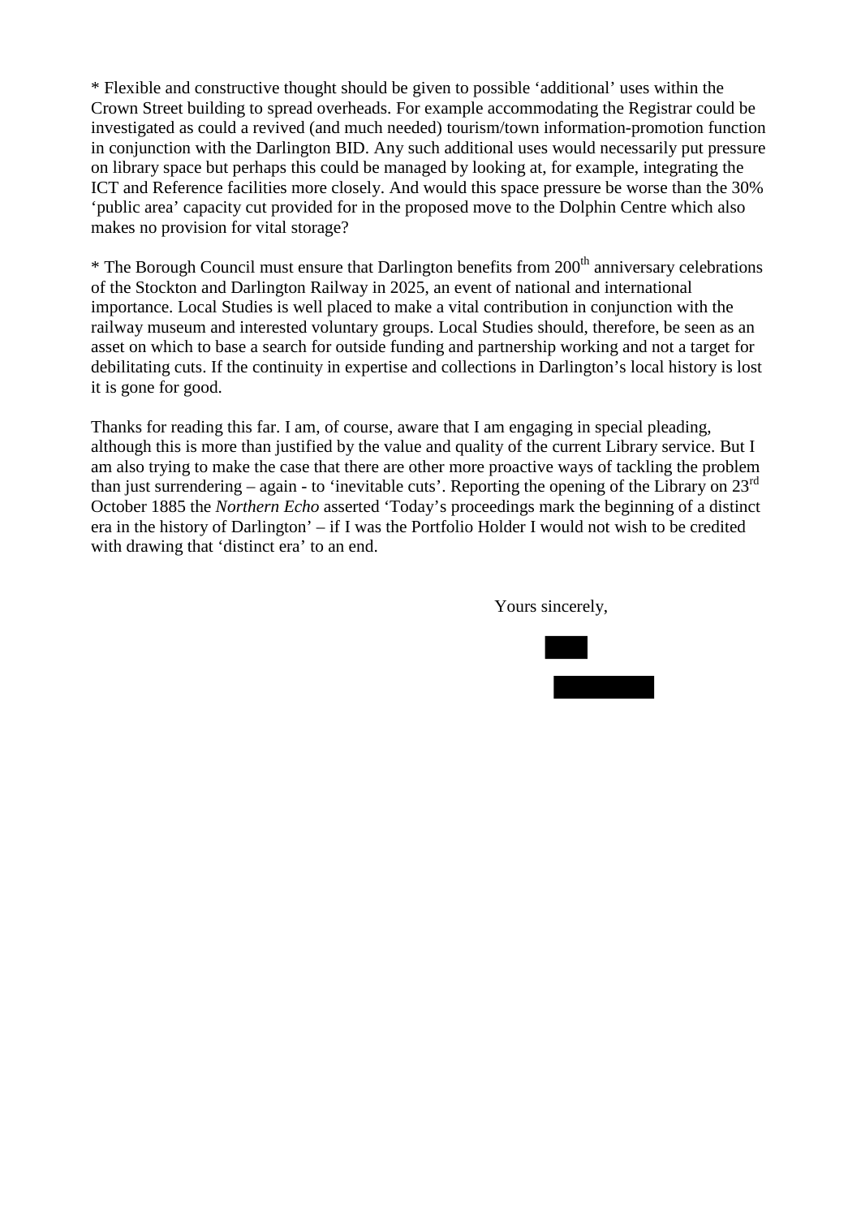* Flexible and constructive thought should be given to possible 'additional' uses within the Crown Street building to spread overheads. For example accommodating the Registrar could be investigated as could a revived (and much needed) tourism/town information-promotion function in conjunction with the Darlington BID. Any such additional uses would necessarily put pressure on library space but perhaps this could be managed by looking at, for example, integrating the ICT and Reference facilities more closely. And would this space pressure be worse than the 30% 'public area' capacity cut provided for in the proposed move to the Dolphin Centre which also makes no provision for vital storage?

* The Borough Council must ensure that Darlington benefits from 200th anniversary celebrations of the Stockton and Darlington Railway in 2025, an event of national and international importance. Local Studies is well placed to make a vital contribution in conjunction with the railway museum and interested voluntary groups. Local Studies should, therefore, be seen as an asset on which to base a search for outside funding and partnership working and not a target for debilitating cuts. If the continuity in expertise and collections in Darlington's local history is lost it is gone for good.

Thanks for reading this far. I am, of course, aware that I am engaging in special pleading, although this is more than justified by the value and quality of the current Library service. But I am also trying to make the case that there are other more proactive ways of tackling the problem than just surrendering – again - to 'inevitable cuts'. Reporting the opening of the Library on 23rd October 1885 the *Northern Echo* asserted 'Today's proceedings mark the beginning of a distinct era in the history of Darlington' – if I was the Portfolio Holder I would not wish to be credited with drawing that 'distinct era' to an end.

Yours sincerely,